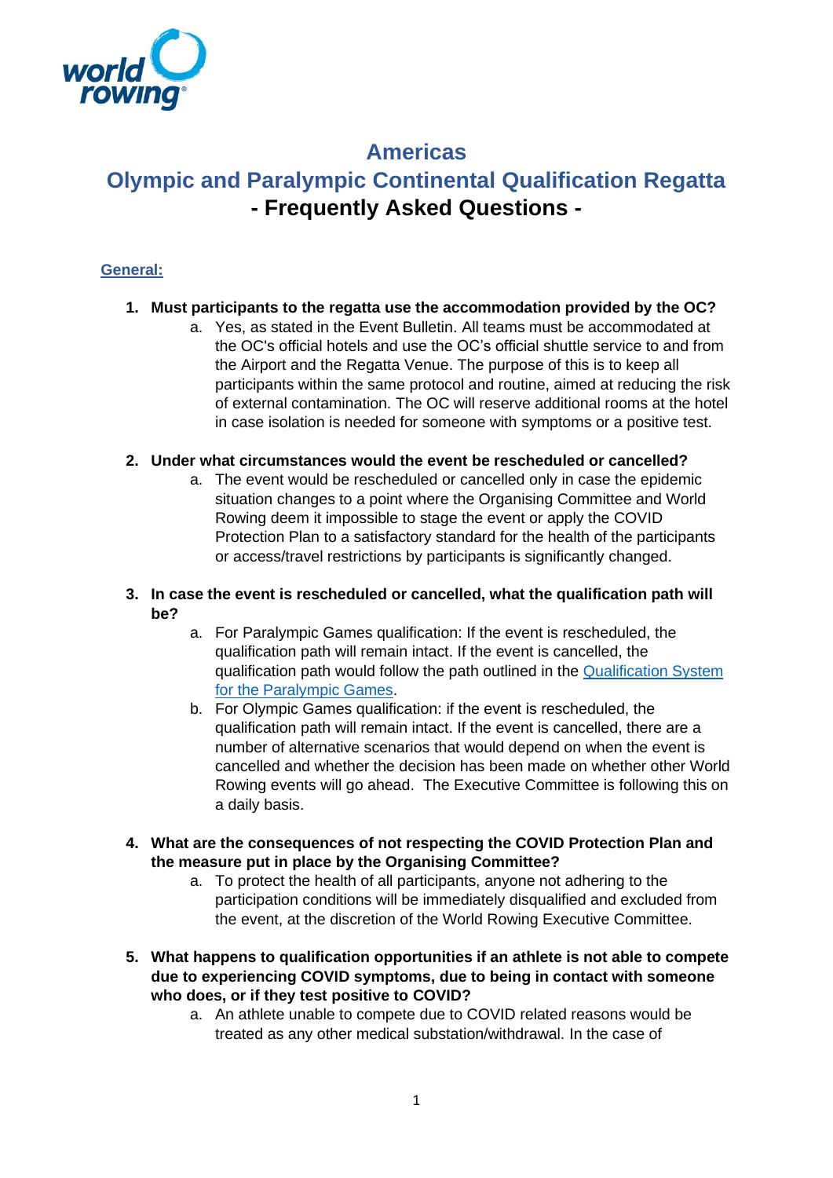# Americas

# Olympic and Paralympic Continental Qualification Regatta

# - Frequently Asked Questions -

## General:

1. **Must participants to the regatta use the accommodation provided by the OC?**
   a. Yes, as stated in the Event Bulletin. All teams must be accommodated at the OC's official hotels and use the OC's official shuttle service to and from the Airport and the Regatta Venue. The purpose of this is to keep all participants within the same protocol and routine, aimed at reducing the risk of external contamination. The OC will reserve additional rooms at the hotel in case isolation is needed for someone with symptoms or a positive test.

2. **Under what circumstances would the event be rescheduled or cancelled?**
   a. The event would be rescheduled or cancelled only in case the epidemic situation changes to a point where the Organising Committee and World Rowing deem it impossible to stage the event or apply the COVID Protection Plan to a satisfactory standard for the health of the participants or access/travel restrictions by participants is significantly changed.

3. **In case the event is rescheduled or cancelled, what the qualification path will be?**
   a. For Paralympic Games qualification: If the event is rescheduled, the qualification path will remain intact. If the event is cancelled, the qualification path would follow the path outlined in the [Qualification System for the Paralympic Games](#).
   b. For Olympic Games qualification: if the event is rescheduled, the qualification path will remain intact. If the event is cancelled, there are a number of alternative scenarios that would depend on when the event is cancelled and whether the decision has been made on whether other World Rowing events will go ahead. The Executive Committee is following this on a daily basis.

4. **What are the consequences of not respecting the COVID Protection Plan and the measure put in place by the Organising Committee?**
   a. To protect the health of all participants, anyone not adhering to the participation conditions will be immediately disqualified and excluded from the event, at the discretion of the World Rowing Executive Committee.

5. **What happens to qualification opportunities if an athlete is not able to compete due to experiencing COVID symptoms, due to being in contact with someone who does, or if they test positive to COVID?**
   a. An athlete unable to compete due to COVID related reasons would be treated as any other medical substation/withdrawal. In the case of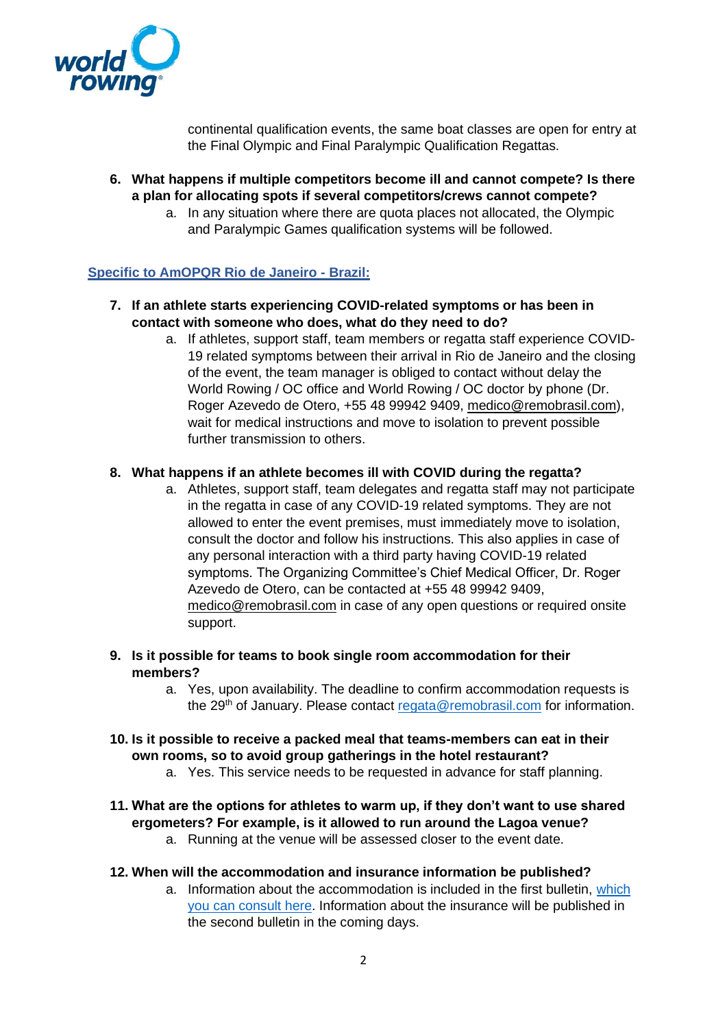continental qualification events, the same boat classes are open for entry at the Final Olympic and Final Paralympic Qualification Regattas.

6. **What happens if multiple competitors become ill and cannot compete? Is there a plan for allocating spots if several competitors/crews cannot compete?**
    a. In any situation where there are quota places not allocated, the Olympic and Paralympic Games qualification systems will be followed.

## Specific to AmOPQR Rio de Janeiro - Brazil:

7. **If an athlete starts experiencing COVID-related symptoms or has been in contact with someone who does, what do they need to do?**
    a. If athletes, support staff, team members or regatta staff experience COVID-19 related symptoms between their arrival in Rio de Janeiro and the closing of the event, the team manager is obliged to contact without delay the World Rowing / OC office and World Rowing / OC doctor by phone (Dr. Roger Azevedo de Otero, +55 48 99942 9409, medico@remobrasil.com), wait for medical instructions and move to isolation to prevent possible further transmission to others.

8. **What happens if an athlete becomes ill with COVID during the regatta?**
    a. Athletes, support staff, team delegates and regatta staff may not participate in the regatta in case of any COVID-19 related symptoms. They are not allowed to enter the event premises, must immediately move to isolation, consult the doctor and follow his instructions. This also applies in case of any personal interaction with a third party having COVID-19 related symptoms. The Organizing Committee's Chief Medical Officer, Dr. Roger Azevedo de Otero, can be contacted at +55 48 99942 9409, medico@remobrasil.com in case of any open questions or required onsite support.

9. **Is it possible for teams to book single room accommodation for their members?**
    a. Yes, upon availability. The deadline to confirm accommodation requests is the 29th of January. Please contact regata@remobrasil.com for information.

10. **Is it possible to receive a packed meal that teams-members can eat in their own rooms, so to avoid group gatherings in the hotel restaurant?**
    a. Yes. This service needs to be requested in advance for staff planning.

11. **What are the options for athletes to warm up, if they don't want to use shared ergometers? For example, is it allowed to run around the Lagoa venue?**
    a. Running at the venue will be assessed closer to the event date.

12. **When will the accommodation and insurance information be published?**
    a. Information about the accommodation is included in the first bulletin, which you can consult here. Information about the insurance will be published in the second bulletin in the coming days.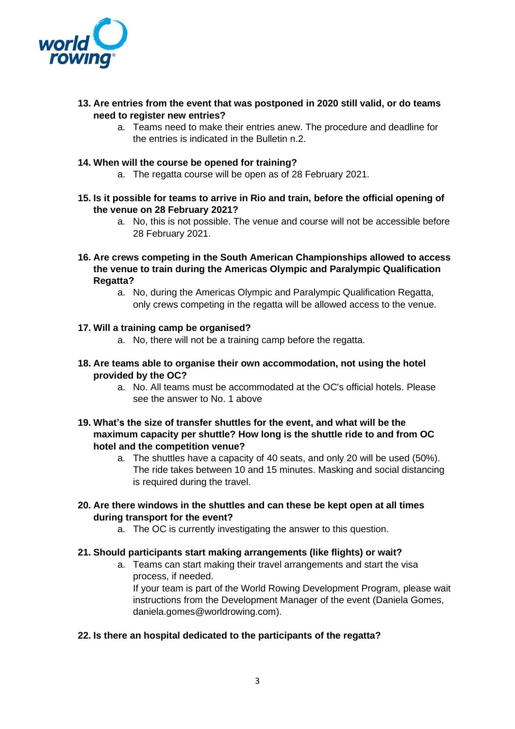13. **Are entries from the event that was postponed in 2020 still valid, or do teams need to register new entries?**
    a. Teams need to make their entries anew. The procedure and deadline for the entries is indicated in the Bulletin n.2.

14. **When will the course be opened for training?**
    a. The regatta course will be open as of 28 February 2021.

15. **Is it possible for teams to arrive in Rio and train, before the official opening of the venue on 28 February 2021?**
    a. No, this is not possible. The venue and course will not be accessible before 28 February 2021.

16. **Are crews competing in the South American Championships allowed to access the venue to train during the Americas Olympic and Paralympic Qualification Regatta?**
    a. No, during the Americas Olympic and Paralympic Qualification Regatta, only crews competing in the regatta will be allowed access to the venue.

17. **Will a training camp be organised?**
    a. No, there will not be a training camp before the regatta.

18. **Are teams able to organise their own accommodation, not using the hotel provided by the OC?**
    a. No. All teams must be accommodated at the OC's official hotels. Please see the answer to No. 1 above

19. **What's the size of transfer shuttles for the event, and what will be the maximum capacity per shuttle? How long is the shuttle ride to and from OC hotel and the competition venue?**
    a. The shuttles have a capacity of 40 seats, and only 20 will be used (50%). The ride takes between 10 and 15 minutes. Masking and social distancing is required during the travel.

20. **Are there windows in the shuttles and can these be kept open at all times during transport for the event?**
    a. The OC is currently investigating the answer to this question.

21. **Should participants start making arrangements (like flights) or wait?**
    a. Teams can start making their travel arrangements and start the visa process, if needed.
    If your team is part of the World Rowing Development Program, please wait instructions from the Development Manager of the event (Daniela Gomes, daniela.gomes@worldrowing.com).

22. **Is there an hospital dedicated to the participants of the regatta?**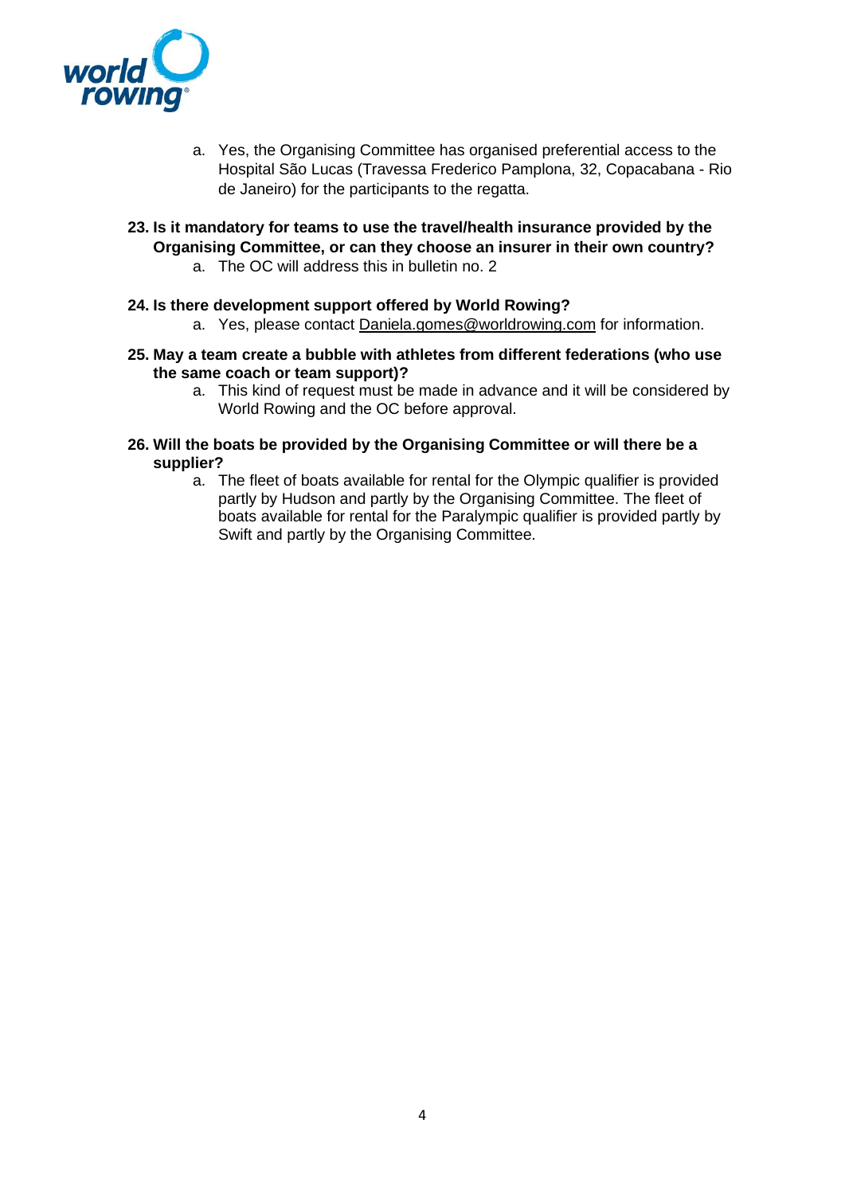a. Yes, the Organising Committee has organised preferential access to the Hospital São Lucas (Travessa Frederico Pamplona, 32, Copacabana - Rio de Janeiro) for the participants to the regatta.

**23. Is it mandatory for teams to use the travel/health insurance provided by the Organising Committee, or can they choose an insurer in their own country?**

a. The OC will address this in bulletin no. 2

**24. Is there development support offered by World Rowing?**

a. Yes, please contact Daniela.gomes@worldrowing.com for information.

**25. May a team create a bubble with athletes from different federations (who use the same coach or team support)?**

a. This kind of request must be made in advance and it will be considered by World Rowing and the OC before approval.

**26. Will the boats be provided by the Organising Committee or will there be a supplier?**

a. The fleet of boats available for rental for the Olympic qualifier is provided partly by Hudson and partly by the Organising Committee. The fleet of boats available for rental for the Paralympic qualifier is provided partly by Swift and partly by the Organising Committee.